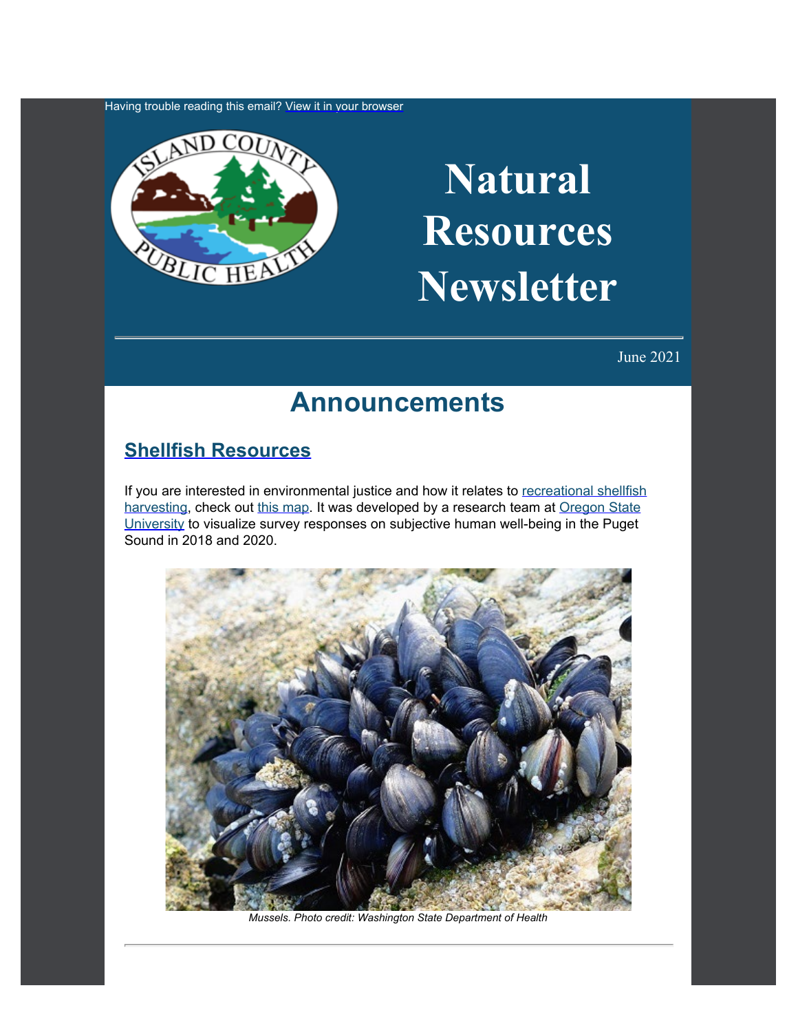Having trouble reading this email? View it in your browser

# Natural Resources Newsletter

June 2021

## Announcements

### Shellfish Resources

If you are interested in environmental justice and how it relates to recreational shellfish harvesting, check out this map. It was developed by a research team at Oregon State University to visualize survey responses on subjective human well-being in the Puget Sound in 2018 and 2020.

*Mussels. Photo credit: Washington State Department of Health*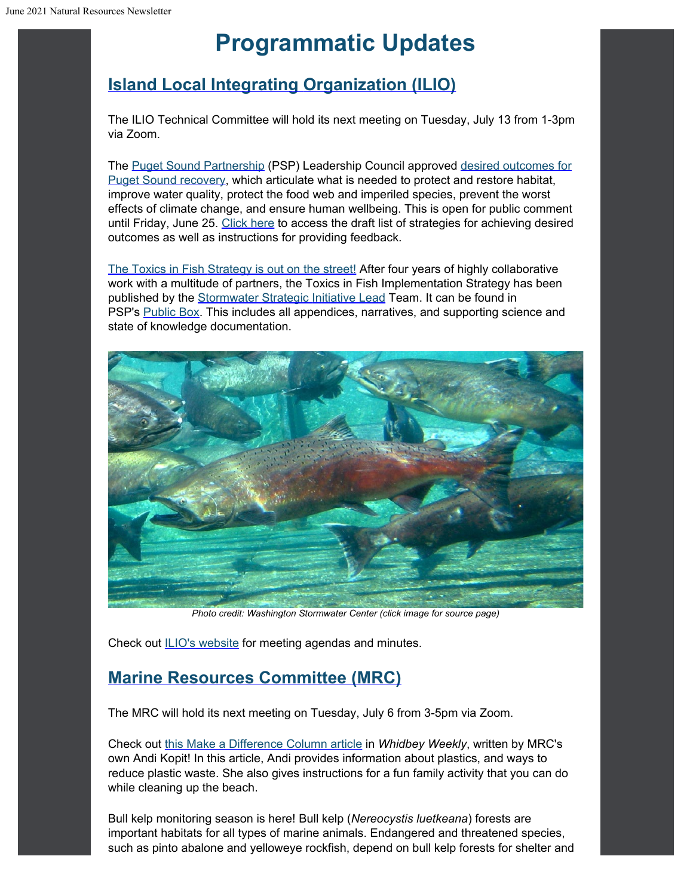# Programmatic Updates

## Island Local Integrating Organization (ILIO)

The ILIO Technical Committee will hold its next meeting on Tuesday, July 13 from 1-3pm via Zoom.

The Puget Sound Partnership (PSP) Leadership Council approved desired outcomes for Puget Sound recovery, which articulate what is needed to protect and restore habitat, improve water quality, protect the food web and imperiled species, prevent the worst effects of climate change, and ensure human wellbeing. This is open for public comment until Friday, June 25. Click here to access the draft list of strategies for achieving desired outcomes as well as instructions for providing feedback.

The Toxics in Fish Strategy is out on the street! After four years of highly collaborative work with a multitude of partners, the Toxics in Fish Implementation Strategy has been published by the Stormwater Strategic Initiative Lead Team. It can be found in PSP's Public Box. This includes all appendices, narratives, and supporting science and state of knowledge documentation.

*Photo credit: Washington Stormwater Center (click image for source page)*

Check out ILIO's website for meeting agendas and minutes.

## Marine Resources Committee (MRC)

The MRC will hold its next meeting on Tuesday, July 6 from 3-5pm via Zoom.

Check out this Make a Difference Column article in *Whidbey Weekly*, written by MRC's own Andi Kopit! In this article, Andi provides information about plastics, and ways to reduce plastic waste. She also gives instructions for a fun family activity that you can do while cleaning up the beach.

Bull kelp monitoring season is here! Bull kelp (*Nereocystis luetkeana*) forests are important habitats for all types of marine animals. Endangered and threatened species, such as pinto abalone and yelloweye rockfish, depend on bull kelp forests for shelter and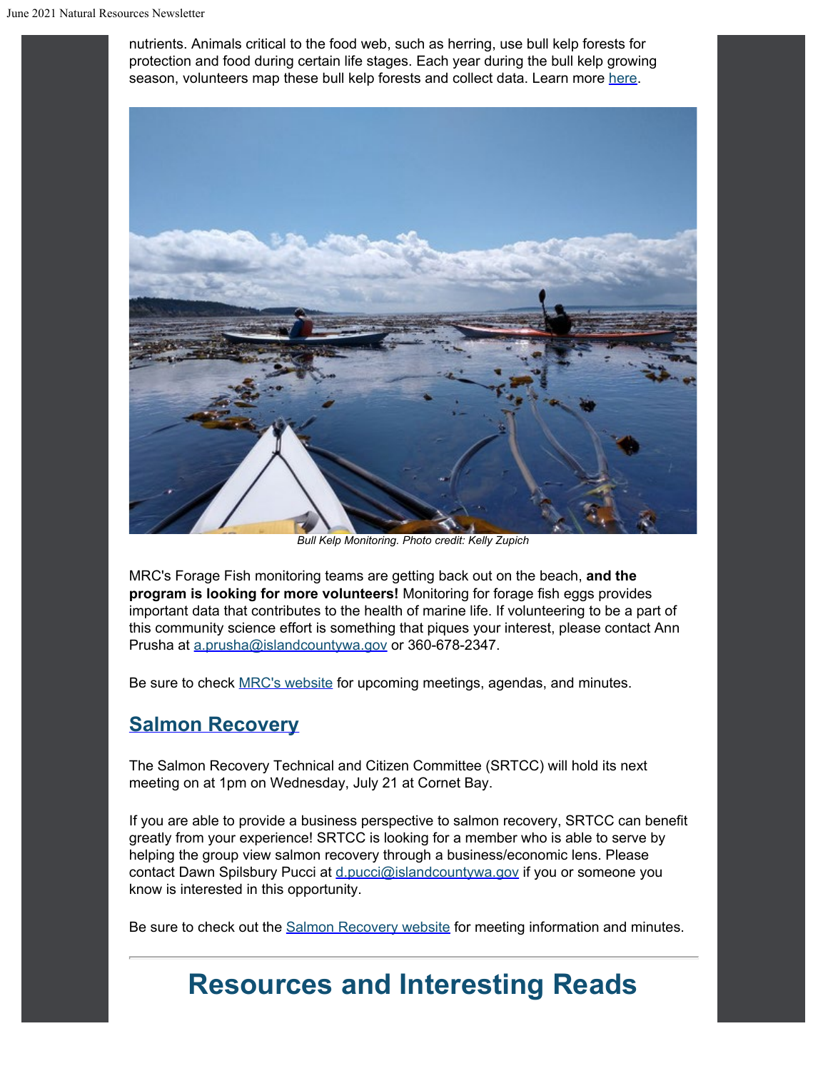nutrients. Animals critical to the food web, such as herring, use bull kelp forests for protection and food during certain life stages. Each year during the bull kelp growing season, volunteers map these bull kelp forests and collect data. Learn more here.

*Bull Kelp Monitoring. Photo credit: Kelly Zupich*

MRC's Forage Fish monitoring teams are getting back out on the beach, **and the program is looking for more volunteers!** Monitoring for forage fish eggs provides important data that contributes to the health of marine life. If volunteering to be a part of this community science effort is something that piques your interest, please contact Ann Prusha at a.prusha@islandcountywa.gov or 360-678-2347.

Be sure to check MRC's website for upcoming meetings, agendas, and minutes.

## Salmon Recovery

The Salmon Recovery Technical and Citizen Committee (SRTCC) will hold its next meeting on at 1pm on Wednesday, July 21 at Cornet Bay.

If you are able to provide a business perspective to salmon recovery, SRTCC can benefit greatly from your experience! SRTCC is looking for a member who is able to serve by helping the group view salmon recovery through a business/economic lens. Please contact Dawn Spilsbury Pucci at d.pucci@islandcountywa.gov if you or someone you know is interested in this opportunity.

Be sure to check out the Salmon Recovery website for meeting information and minutes.

---

# Resources and Interesting Reads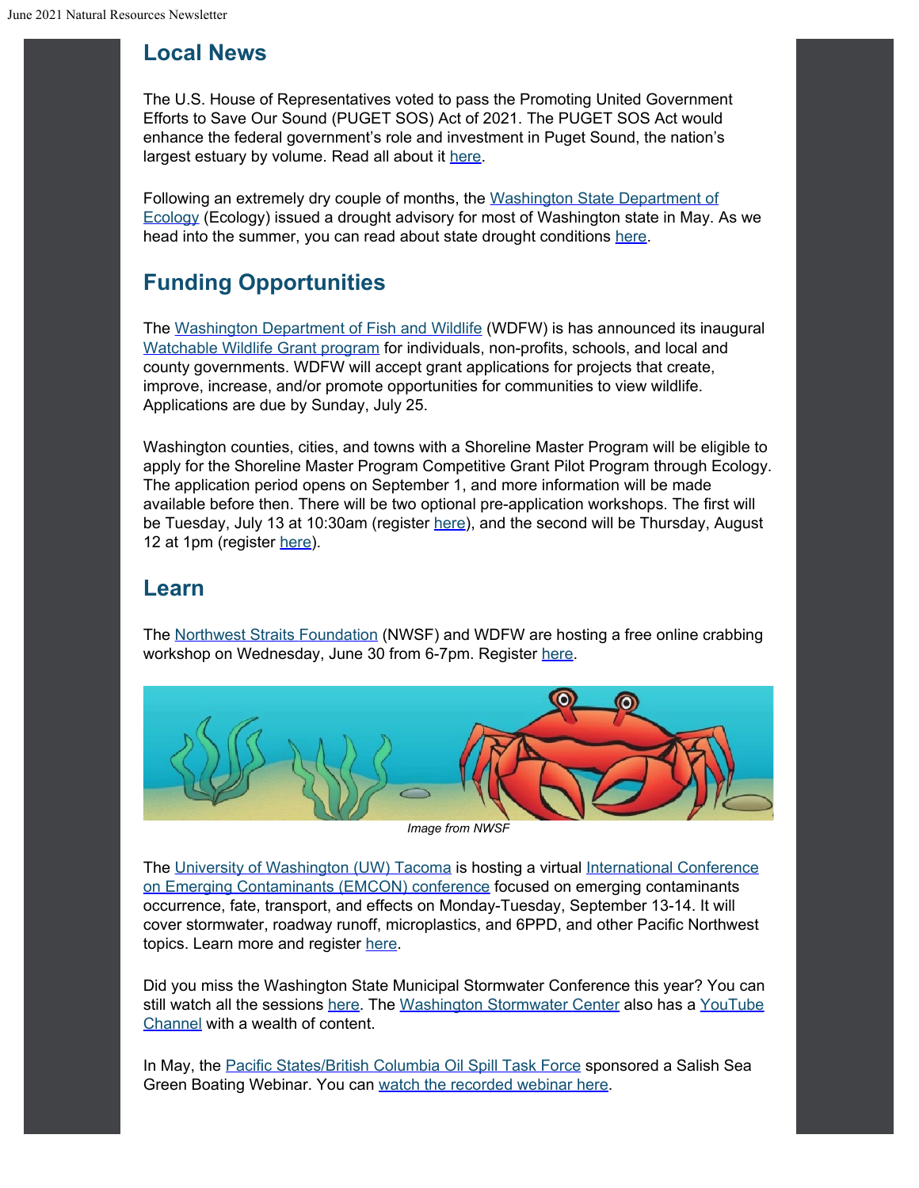## Local News

The U.S. House of Representatives voted to pass the Promoting United Government Efforts to Save Our Sound (PUGET SOS) Act of 2021. The PUGET SOS Act would enhance the federal government's role and investment in Puget Sound, the nation's largest estuary by volume. Read all about it here.

Following an extremely dry couple of months, the Washington State Department of Ecology (Ecology) issued a drought advisory for most of Washington state in May. As we head into the summer, you can read about state drought conditions here.

## Funding Opportunities

The Washington Department of Fish and Wildlife (WDFW) is has announced its inaugural Watchable Wildlife Grant program for individuals, non-profits, schools, and local and county governments. WDFW will accept grant applications for projects that create, improve, increase, and/or promote opportunities for communities to view wildlife. Applications are due by Sunday, July 25.

Washington counties, cities, and towns with a Shoreline Master Program will be eligible to apply for the Shoreline Master Program Competitive Grant Pilot Program through Ecology. The application period opens on September 1, and more information will be made available before then. There will be two optional pre-application workshops. The first will be Tuesday, July 13 at 10:30am (register here), and the second will be Thursday, August 12 at 1pm (register here).

## Learn

The Northwest Straits Foundation (NWSF) and WDFW are hosting a free online crabbing workshop on Wednesday, June 30 from 6-7pm. Register here.

*Image from NWSF*

The University of Washington (UW) Tacoma is hosting a virtual International Conference on Emerging Contaminants (EMCON) conference focused on emerging contaminants occurrence, fate, transport, and effects on Monday-Tuesday, September 13-14. It will cover stormwater, roadway runoff, microplastics, and 6PPD, and other Pacific Northwest topics. Learn more and register here.

Did you miss the Washington State Municipal Stormwater Conference this year? You can still watch all the sessions here. The Washington Stormwater Center also has a YouTube Channel with a wealth of content.

In May, the Pacific States/British Columbia Oil Spill Task Force sponsored a Salish Sea Green Boating Webinar. You can watch the recorded webinar here.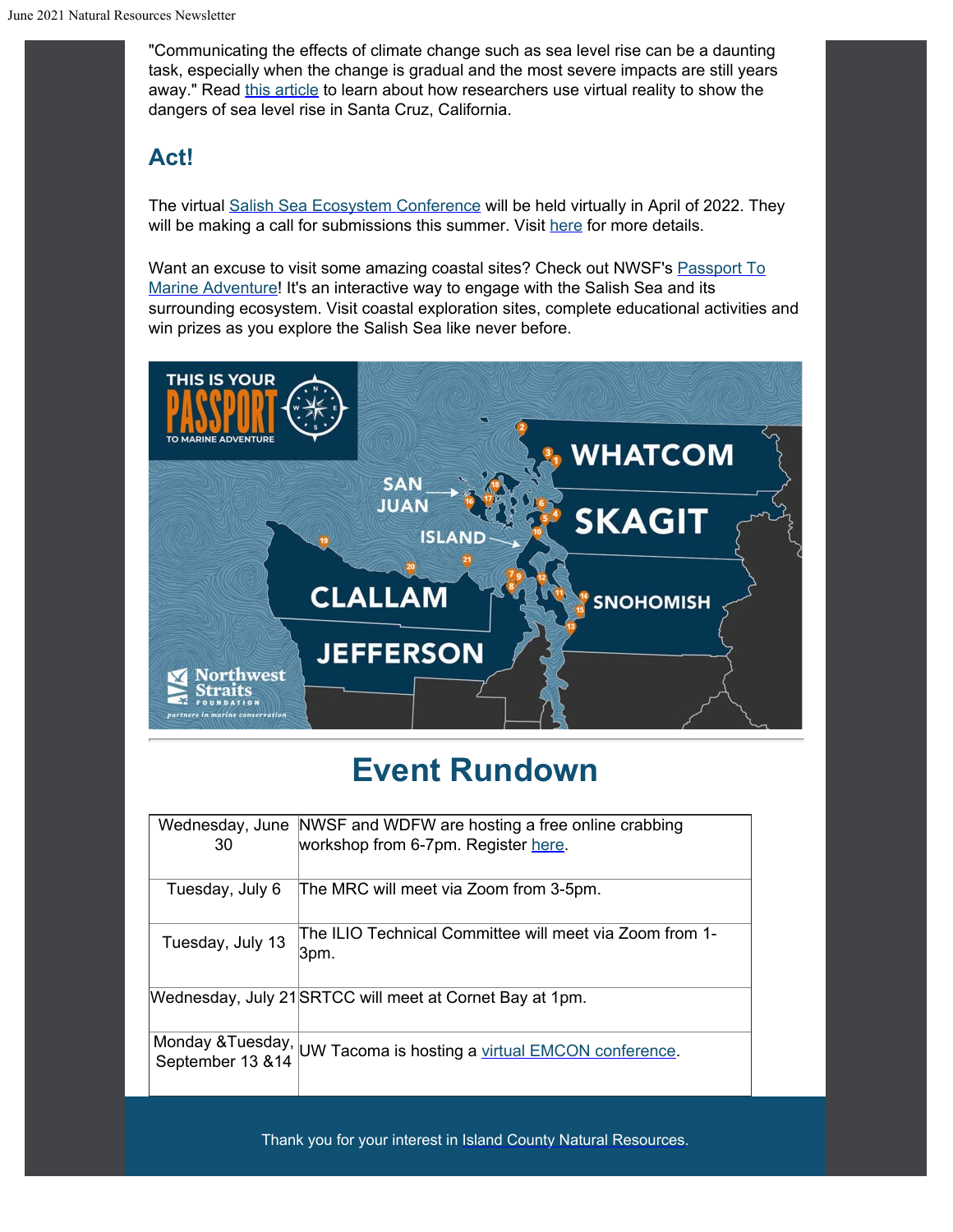"Communicating the effects of climate change such as sea level rise can be a daunting task, especially when the change is gradual and the most severe impacts are still years away." Read this article to learn about how researchers use virtual reality to show the dangers of sea level rise in Santa Cruz, California.

## Act!

The virtual Salish Sea Ecosystem Conference will be held virtually in April of 2022. They will be making a call for submissions this summer. Visit here for more details.

Want an excuse to visit some amazing coastal sites? Check out NWSF's Passport To Marine Adventure! It's an interactive way to engage with the Salish Sea and its surrounding ecosystem. Visit coastal exploration sites, complete educational activities and win prizes as you explore the Salish Sea like never before.

# Event Rundown

| | |
|---|---|
| Wednesday, June 30 | NWSF and WDFW are hosting a free online crabbing workshop from 6-7pm. Register here. |
| Tuesday, July 6 | The MRC will meet via Zoom from 3-5pm. |
| Tuesday, July 13 | The ILIO Technical Committee will meet via Zoom from 1-3pm. |
| Wednesday, July 21 | SRTCC will meet at Cornet Bay at 1pm. |
| Monday &Tuesday, September 13 &14 | UW Tacoma is hosting a virtual EMCON conference. |

Thank you for your interest in Island County Natural Resources.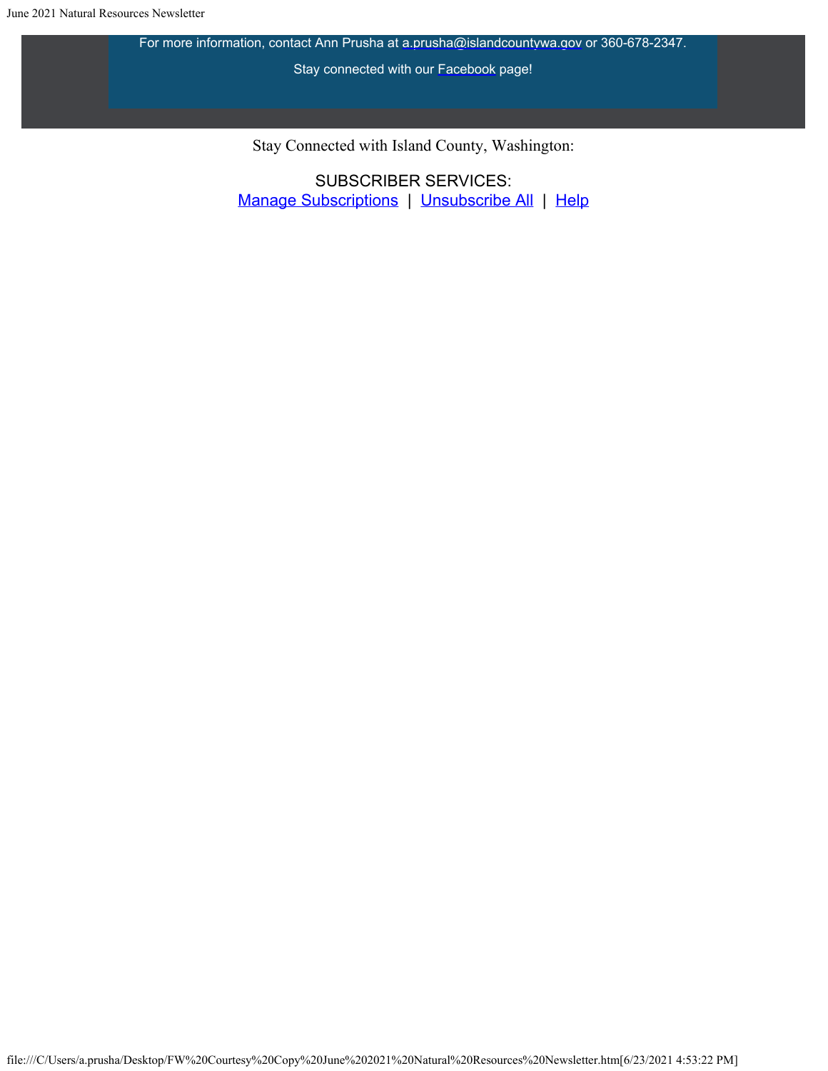For more information, contact Ann Prusha at a.prusha@islandcountywa.gov or 360-678-2347.

Stay connected with our Facebook page!

Stay Connected with Island County, Washington:

SUBSCRIBER SERVICES:
Manage Subscriptions | Unsubscribe All | Help